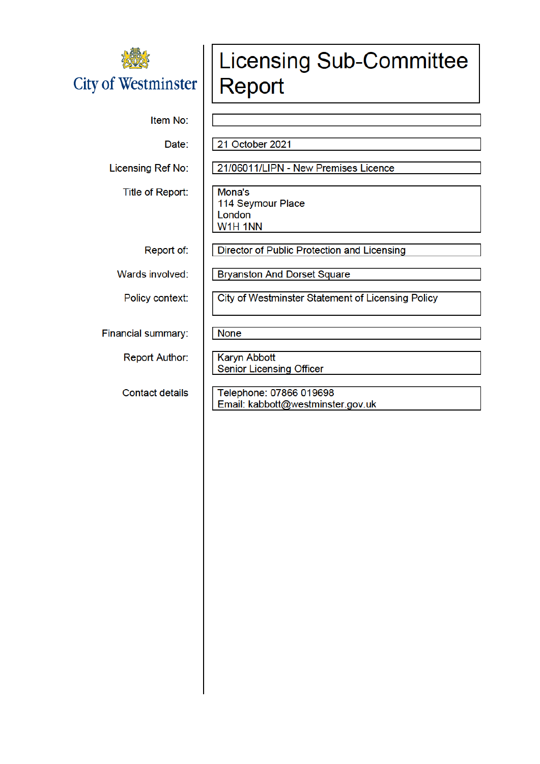City of Westminster

# Licensing Sub-Committee Report

| | |
|---|---|
| Item No: | |
| Date: | 21 October 2021 |
| Licensing Ref No: | 21/06011/LIPN - New Premises Licence |
| Title of Report: | Mona's<br>114 Seymour Place<br>London<br>W1H 1NN |
| Report of: | Director of Public Protection and Licensing |
| Wards involved: | Bryanston And Dorset Square |
| Policy context: | City of Westminster Statement of Licensing Policy |
| Financial summary: | None |
| Report Author: | Karyn Abbott<br>Senior Licensing Officer |
| Contact details | Telephone: 07866 019698<br>Email: kabbott@westminster.gov.uk |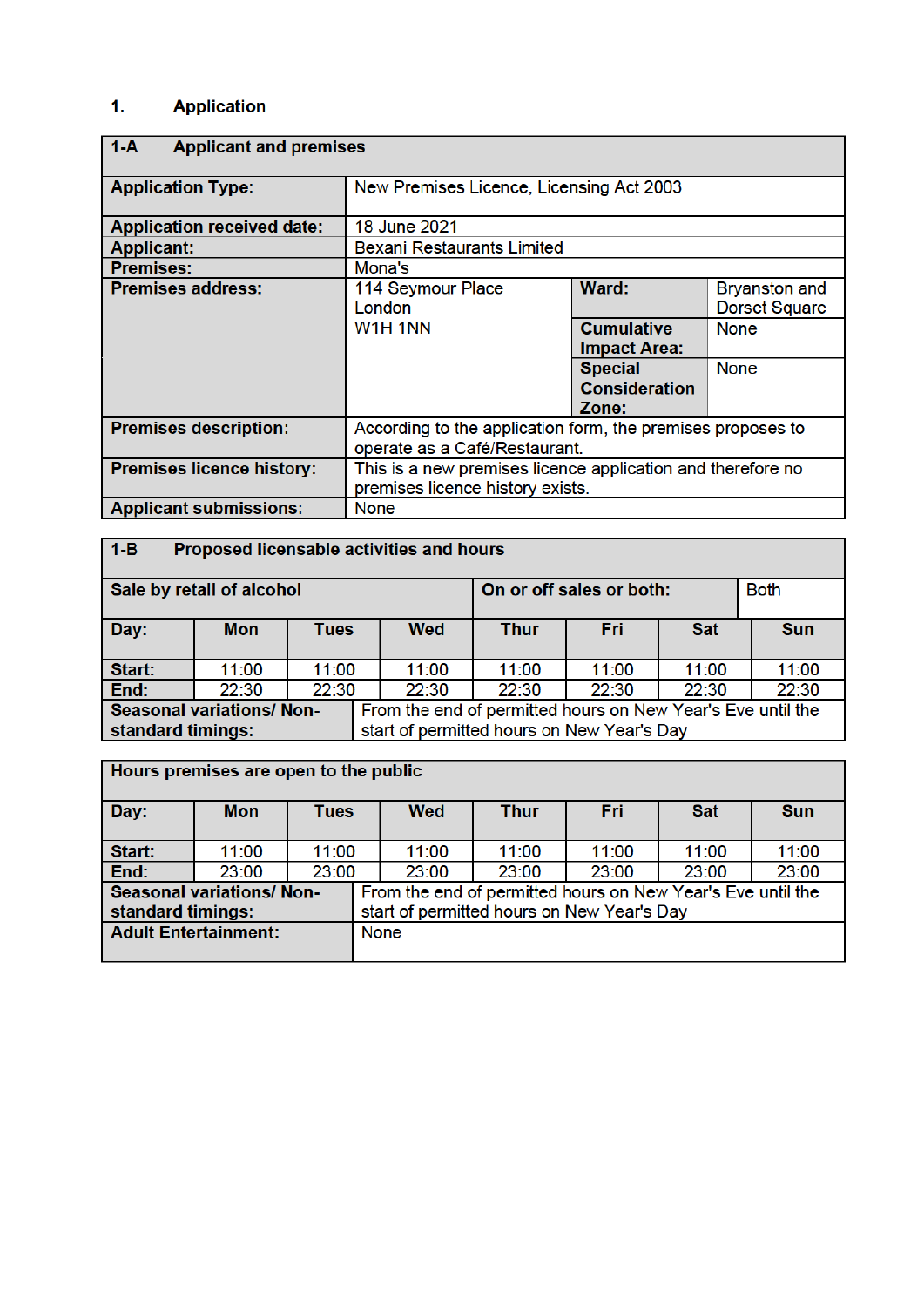## 1. Application

| 1-A Applicant and premises | | | |
|---|---|---|---|
| **Application Type:** | New Premises Licence, Licensing Act 2003 | | |
| **Application received date:** | 18 June 2021 | | |
| **Applicant:** | Bexani Restaurants Limited | | |
| **Premises:** | Mona's | | |
| **Premises address:** | 114 Seymour Place<br>London<br>W1H 1NN | **Ward:** | Bryanston and Dorset Square |
| | | **Cumulative Impact Area:** | None |
| | | **Special Consideration Zone:** | None |
| **Premises description:** | According to the application form, the premises proposes to operate as a Café/Restaurant. | | |
| **Premises licence history:** | This is a new premises licence application and therefore no premises licence history exists. | | |
| **Applicant submissions:** | None | | |

| 1-B Proposed licensable activities and hours | | | | | | | |
|---|---|---|---|---|---|---|---|
| **Sale by retail of alcohol** | | | | **On or off sales or both:** | | | Both |
| **Day:** | **Mon** | **Tues** | **Wed** | **Thur** | **Fri** | **Sat** | **Sun** |
| **Start:** | 11:00 | 11:00 | 11:00 | 11:00 | 11:00 | 11:00 | 11:00 |
| **End:** | 22:30 | 22:30 | 22:30 | 22:30 | 22:30 | 22:30 | 22:30 |
| **Seasonal variations/ Non-standard timings:** | From the end of permitted hours on New Year's Eve until the start of permitted hours on New Year's Day | | | | | | |

| Hours premises are open to the public | | | | | | | |
|---|---|---|---|---|---|---|---|
| **Day:** | **Mon** | **Tues** | **Wed** | **Thur** | **Fri** | **Sat** | **Sun** |
| **Start:** | 11:00 | 11:00 | 11:00 | 11:00 | 11:00 | 11:00 | 11:00 |
| **End:** | 23:00 | 23:00 | 23:00 | 23:00 | 23:00 | 23:00 | 23:00 |
| **Seasonal variations/ Non-standard timings:** | From the end of permitted hours on New Year's Eve until the start of permitted hours on New Year's Day | | | | | | |
| **Adult Entertainment:** | None | | | | | | |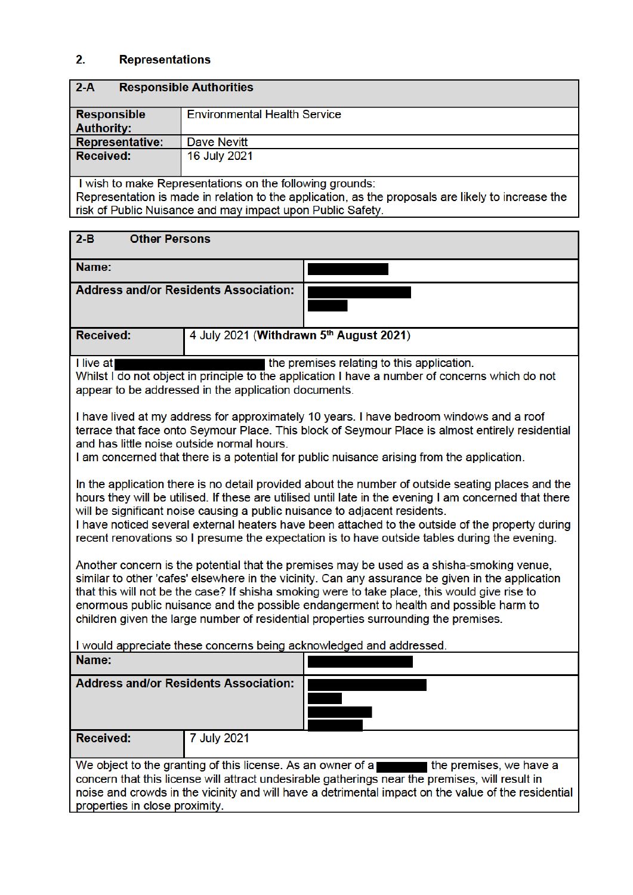## 2. Representations

| 2-A Responsible Authorities | |
|---|---|
| **Responsible Authority:** | Environmental Health Service |
| **Representative:** | Dave Nevitt |
| **Received:** | 16 July 2021 |
| I wish to make Representations on the following grounds: Representation is made in relation to the application, as the proposals are likely to increase the risk of Public Nuisance and may impact upon Public Safety. | |

| 2-B Other Persons | |
|---|---|
| **Name:** | ██████ |
| **Address and/or Residents Association:** | ██████ ██████ |
| **Received:** | 4 July 2021 (**Withdrawn 5th August 2021**) |

I live at ██████ the premises relating to this application.
Whilst I do not object in principle to the application I have a number of concerns which do not appear to be addressed in the application documents.

I have lived at my address for approximately 10 years. I have bedroom windows and a roof terrace that face onto Seymour Place. This block of Seymour Place is almost entirely residential and has little noise outside normal hours.
I am concerned that there is a potential for public nuisance arising from the application.

In the application there is no detail provided about the number of outside seating places and the hours they will be utilised. If these are utilised until late in the evening I am concerned that there will be significant noise causing a public nuisance to adjacent residents.
I have noticed several external heaters have been attached to the outside of the property during recent renovations so I presume the expectation is to have outside tables during the evening.

Another concern is the potential that the premises may be used as a shisha-smoking venue, similar to other 'cafes' elsewhere in the vicinity. Can any assurance be given in the application that this will not be the case? If shisha smoking were to take place, this would give rise to enormous public nuisance and the possible endangerment to health and possible harm to children given the large number of residential properties surrounding the premises.

I would appreciate these concerns being acknowledged and addressed.

| | |
|---|---|
| **Name:** | ██████ |
| **Address and/or Residents Association:** | ██████ ██████ ██████ ██████ |
| **Received:** | 7 July 2021 |

We object to the granting of this license. As an owner of a ██████ the premises, we have a concern that this license will attract undesirable gatherings near the premises, will result in noise and crowds in the vicinity and will have a detrimental impact on the value of the residential properties in close proximity.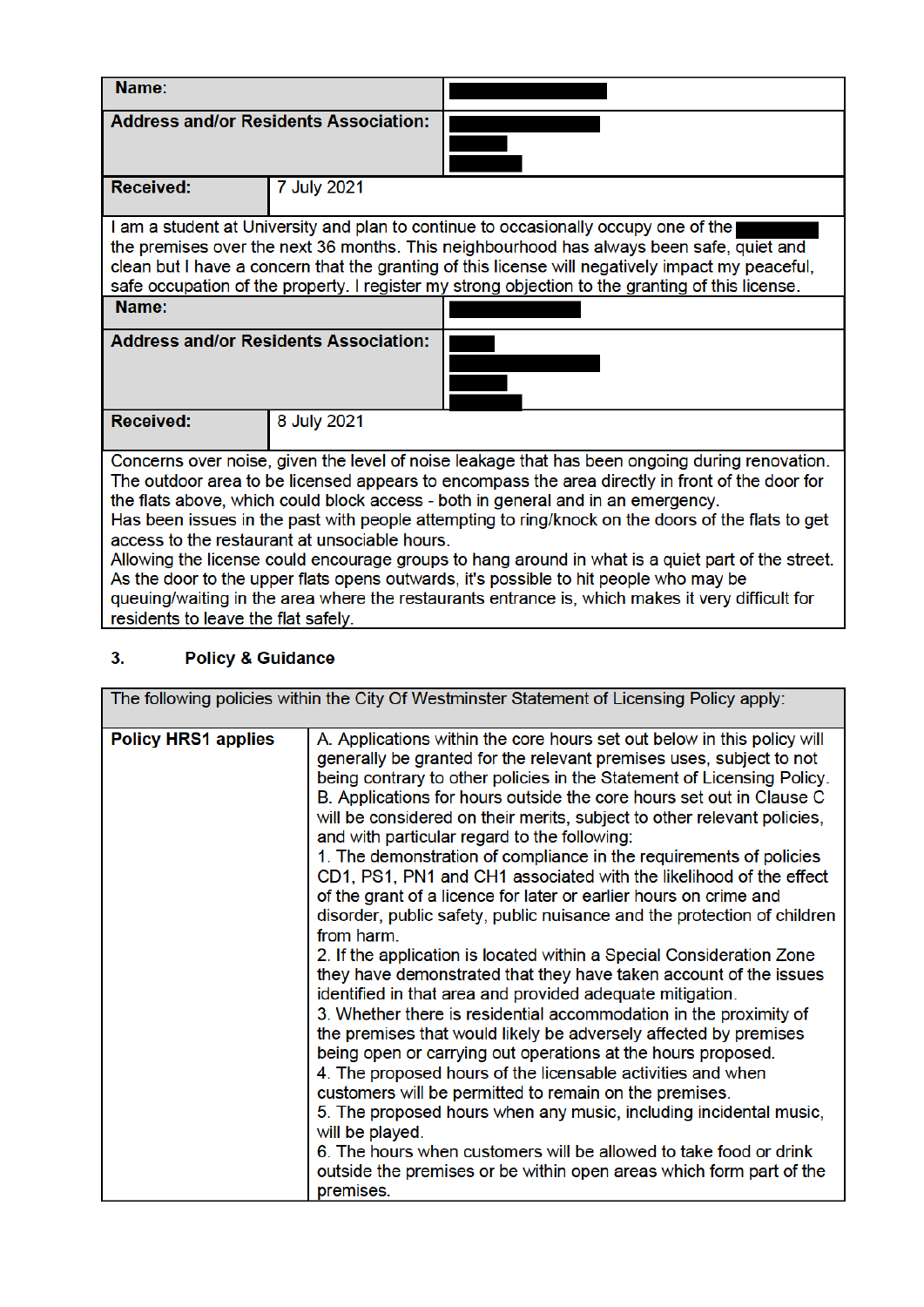| Name: | |
|---|---|
| Address and/or Residents Association: | |
| Received: | 7 July 2021 |
| I am a student at University and plan to continue to occasionally occupy one of the the premises over the next 36 months. This neighbourhood has always been safe, quiet and clean but I have a concern that the granting of this license will negatively impact my peaceful, safe occupation of the property. I register my strong objection to the granting of this license. | |

| Name: | |
|---|---|
| Address and/or Residents Association: | |
| Received: | 8 July 2021 |
| Concerns over noise, given the level of noise leakage that has been ongoing during renovation. The outdoor area to be licensed appears to encompass the area directly in front of the door for the flats above, which could block access - both in general and in an emergency. Has been issues in the past with people attempting to ring/knock on the doors of the flats to get access to the restaurant at unsociable hours. Allowing the license could encourage groups to hang around in what is a quiet part of the street. As the door to the upper flats opens outwards, it's possible to hit people who may be queuing/waiting in the area where the restaurants entrance is, which makes it very difficult for residents to leave the flat safely. | |

## 3. Policy & Guidance

| The following policies within the City Of Westminster Statement of Licensing Policy apply: | |
|---|---|
| **Policy HRS1 applies** | A. Applications within the core hours set out below in this policy will generally be granted for the relevant premises uses, subject to not being contrary to other policies in the Statement of Licensing Policy. B. Applications for hours outside the core hours set out in Clause C will be considered on their merits, subject to other relevant policies, and with particular regard to the following: 1. The demonstration of compliance in the requirements of policies CD1, PS1, PN1 and CH1 associated with the likelihood of the effect of the grant of a licence for later or earlier hours on crime and disorder, public safety, public nuisance and the protection of children from harm. 2. If the application is located within a Special Consideration Zone they have demonstrated that they have taken account of the issues identified in that area and provided adequate mitigation. 3. Whether there is residential accommodation in the proximity of the premises that would likely be adversely affected by premises being open or carrying out operations at the hours proposed. 4. The proposed hours of the licensable activities and when customers will be permitted to remain on the premises. 5. The proposed hours when any music, including incidental music, will be played. 6. The hours when customers will be allowed to take food or drink outside the premises or be within open areas which form part of the premises. |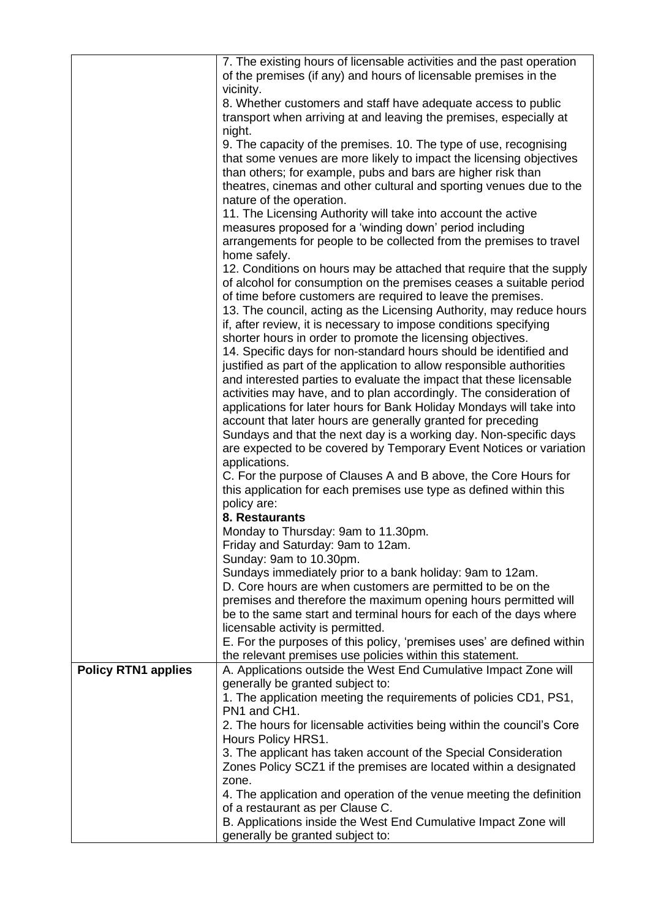| | |
|---|---|
| | 7. The existing hours of licensable activities and the past operation of the premises (if any) and hours of licensable premises in the vicinity.<br>8. Whether customers and staff have adequate access to public transport when arriving at and leaving the premises, especially at night.<br>9. The capacity of the premises. 10. The type of use, recognising that some venues are more likely to impact the licensing objectives than others; for example, pubs and bars are higher risk than theatres, cinemas and other cultural and sporting venues due to the nature of the operation.<br>11. The Licensing Authority will take into account the active measures proposed for a 'winding down' period including arrangements for people to be collected from the premises to travel home safely.<br>12. Conditions on hours may be attached that require that the supply of alcohol for consumption on the premises ceases a suitable period of time before customers are required to leave the premises.<br>13. The council, acting as the Licensing Authority, may reduce hours if, after review, it is necessary to impose conditions specifying shorter hours in order to promote the licensing objectives.<br>14. Specific days for non-standard hours should be identified and justified as part of the application to allow responsible authorities and interested parties to evaluate the impact that these licensable activities may have, and to plan accordingly. The consideration of applications for later hours for Bank Holiday Mondays will take into account that later hours are generally granted for preceding Sundays and that the next day is a working day. Non-specific days are expected to be covered by Temporary Event Notices or variation applications.<br>C. For the purpose of Clauses A and B above, the Core Hours for this application for each premises use type as defined within this policy are:<br>**8. Restaurants**<br>Monday to Thursday: 9am to 11.30pm.<br>Friday and Saturday: 9am to 12am.<br>Sunday: 9am to 10.30pm.<br>Sundays immediately prior to a bank holiday: 9am to 12am.<br>D. Core hours are when customers are permitted to be on the premises and therefore the maximum opening hours permitted will be to the same start and terminal hours for each of the days where licensable activity is permitted.<br>E. For the purposes of this policy, 'premises uses' are defined within the relevant premises use policies within this statement. |
| **Policy RTN1 applies** | A. Applications outside the West End Cumulative Impact Zone will generally be granted subject to:<br>1. The application meeting the requirements of policies CD1, PS1, PN1 and CH1.<br>2. The hours for licensable activities being within the council's Core Hours Policy HRS1.<br>3. The applicant has taken account of the Special Consideration Zones Policy SCZ1 if the premises are located within a designated zone.<br>4. The application and operation of the venue meeting the definition of a restaurant as per Clause C.<br>B. Applications inside the West End Cumulative Impact Zone will generally be granted subject to: |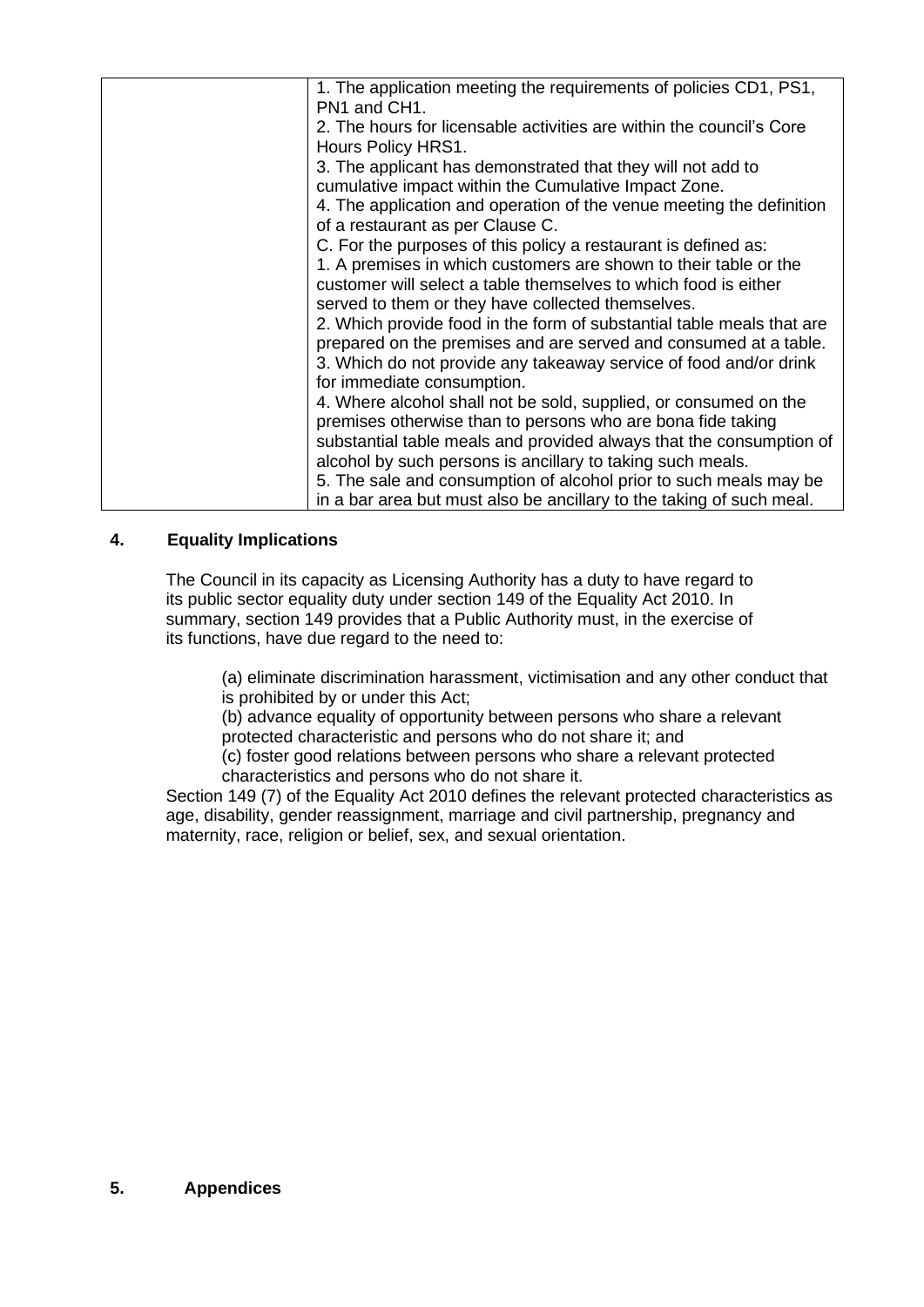| | 1. The application meeting the requirements of policies CD1, PS1, PN1 and CH1.<br>2. The hours for licensable activities are within the council's Core Hours Policy HRS1.<br>3. The applicant has demonstrated that they will not add to cumulative impact within the Cumulative Impact Zone.<br>4. The application and operation of the venue meeting the definition of a restaurant as per Clause C.<br>C. For the purposes of this policy a restaurant is defined as:<br>1. A premises in which customers are shown to their table or the customer will select a table themselves to which food is either served to them or they have collected themselves.<br>2. Which provide food in the form of substantial table meals that are prepared on the premises and are served and consumed at a table.<br>3. Which do not provide any takeaway service of food and/or drink for immediate consumption.<br>4. Where alcohol shall not be sold, supplied, or consumed on the premises otherwise than to persons who are bona fide taking substantial table meals and provided always that the consumption of alcohol by such persons is ancillary to taking such meals.<br>5. The sale and consumption of alcohol prior to such meals may be in a bar area but must also be ancillary to the taking of such meal. |
|---|---|

## 4. Equality Implications

The Council in its capacity as Licensing Authority has a duty to have regard to its public sector equality duty under section 149 of the Equality Act 2010. In summary, section 149 provides that a Public Authority must, in the exercise of its functions, have due regard to the need to:

(a) eliminate discrimination harassment, victimisation and any other conduct that is prohibited by or under this Act;

(b) advance equality of opportunity between persons who share a relevant protected characteristic and persons who do not share it; and

(c) foster good relations between persons who share a relevant protected characteristics and persons who do not share it.

Section 149 (7) of the Equality Act 2010 defines the relevant protected characteristics as age, disability, gender reassignment, marriage and civil partnership, pregnancy and maternity, race, religion or belief, sex, and sexual orientation.

## 5. Appendices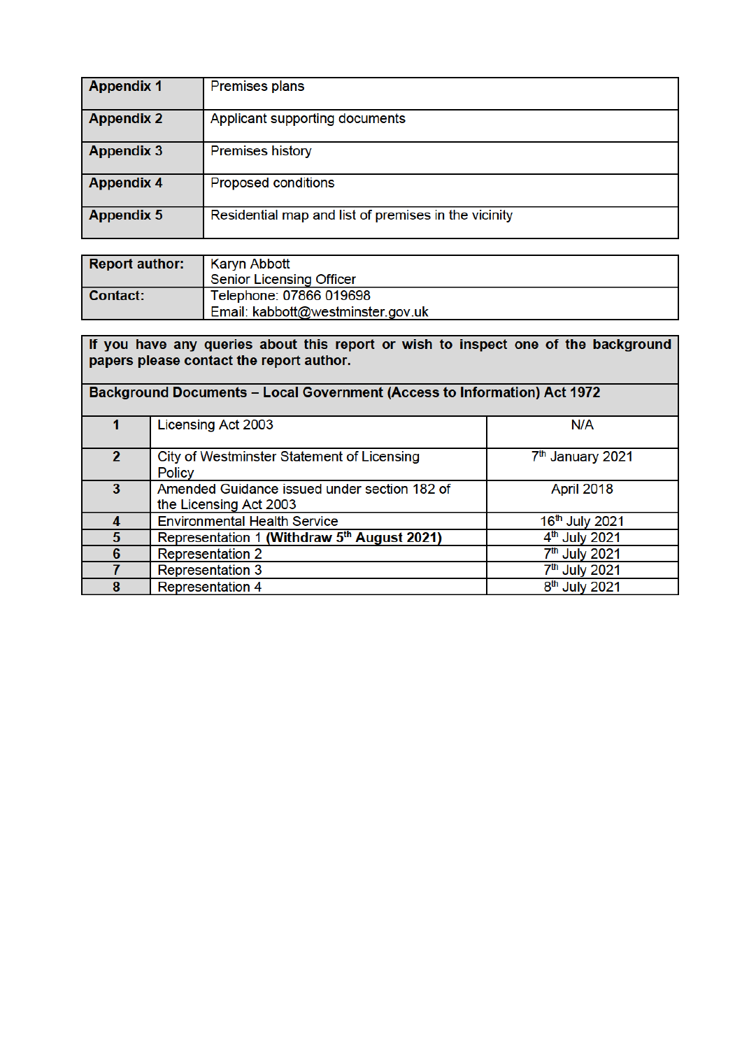| Appendix 1 | Premises plans |
| --- | --- |
| **Appendix 2** | Applicant supporting documents |
| **Appendix 3** | Premises history |
| **Appendix 4** | Proposed conditions |
| **Appendix 5** | Residential map and list of premises in the vicinity |

| Report author: | Karyn Abbott<br>Senior Licensing Officer |
| --- | --- |
| **Contact:** | Telephone: 07866 019698<br>Email: kabbott@westminster.gov.uk |

**If you have any queries about this report or wish to inspect one of the background papers please contact the report author.**

| Background Documents – Local Government (Access to Information) Act 1972 | | |
| --- | --- | --- |
| **1** | Licensing Act 2003 | N/A |
| **2** | City of Westminster Statement of Licensing Policy | 7th January 2021 |
| **3** | Amended Guidance issued under section 182 of the Licensing Act 2003 | April 2018 |
| **4** | Environmental Health Service | 16th July 2021 |
| **5** | Representation 1 **(Withdraw 5th August 2021)** | 4th July 2021 |
| **6** | Representation 2 | 7th July 2021 |
| **7** | Representation 3 | 7th July 2021 |
| **8** | Representation 4 | 8th July 2021 |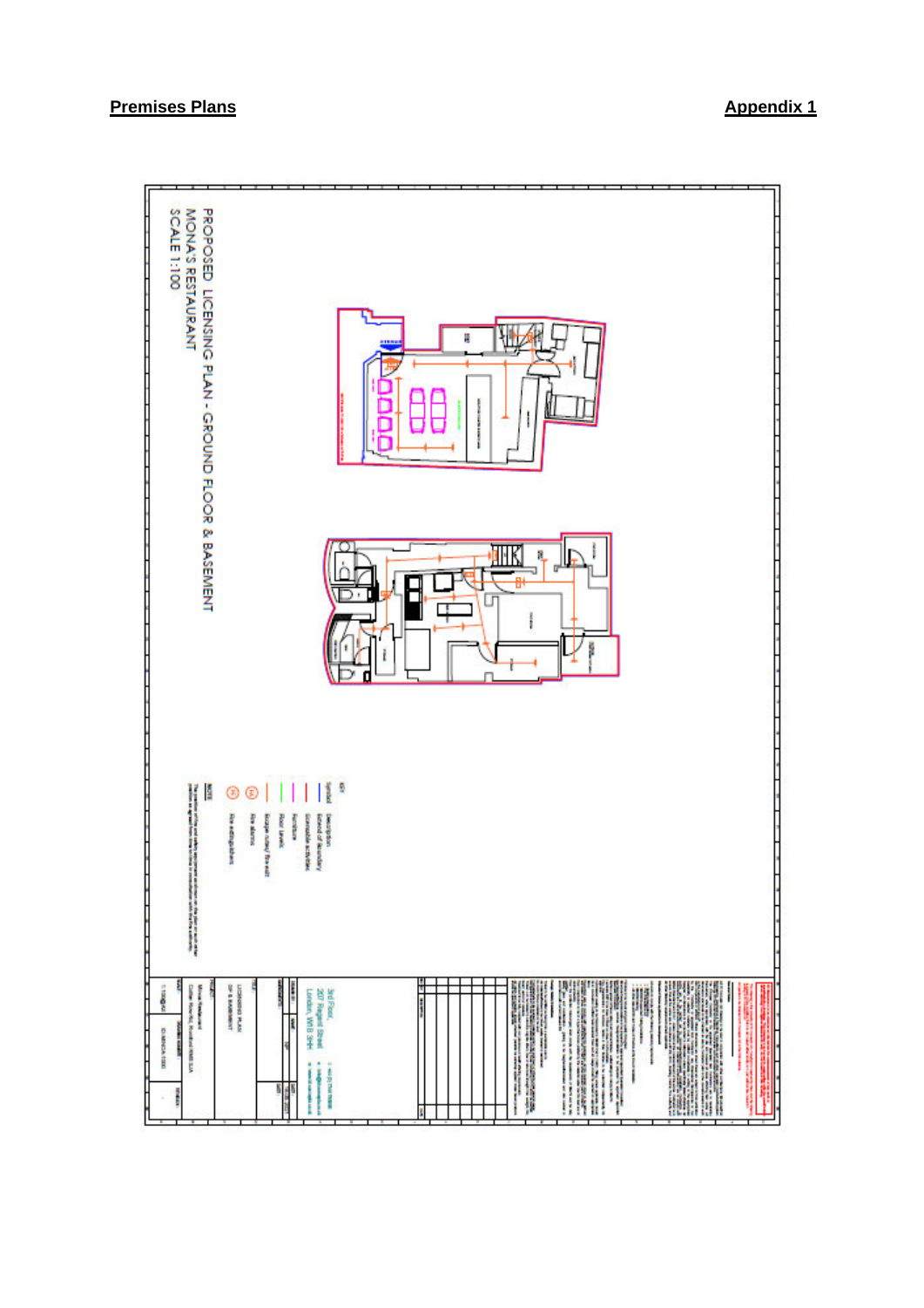**Premises Plans** **Appendix 1**

PROPOSED LICENSING PLAN - GROUND FLOOR & BASEMENT
MONA'S RESTAURANT
SCALE 1:100

KEY

| Symbol | Description |
| --- | --- |
| | Extend of boundary |
| | Licensable activities |
| | Furniture |
| | Floor levels |
| | Escape routes/ fire exit |
| (FA) | Fire alarms |
| (FE) | Fire extinguishers |

NOTE

3rd Floor,
207 Regent Street
London, W1B 3HH

LICENSING PLAN
GF & BASEMENT

Monas Restaurant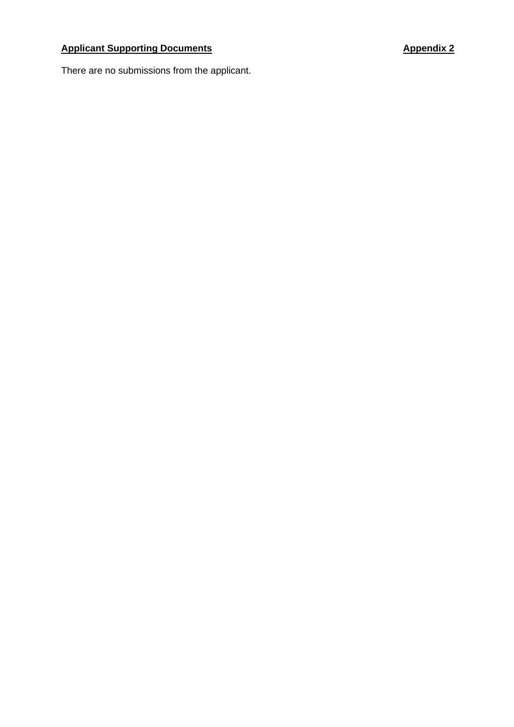**Applicant Supporting Documents** **Appendix 2**

There are no submissions from the applicant.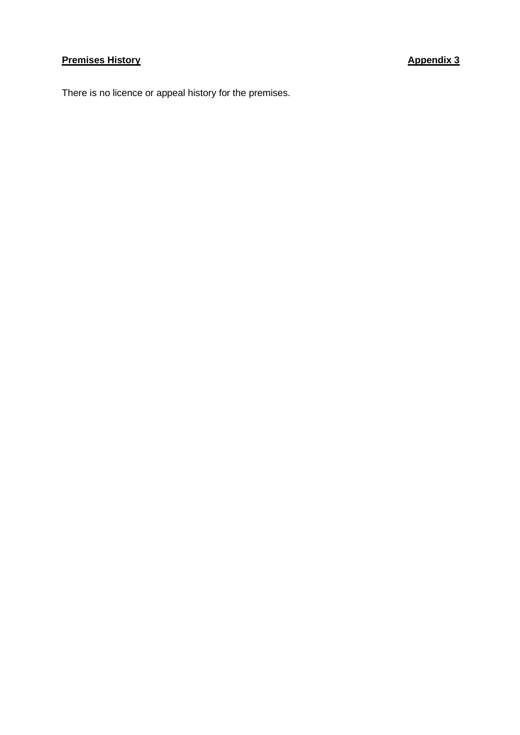**Premises History** **Appendix 3**

There is no licence or appeal history for the premises.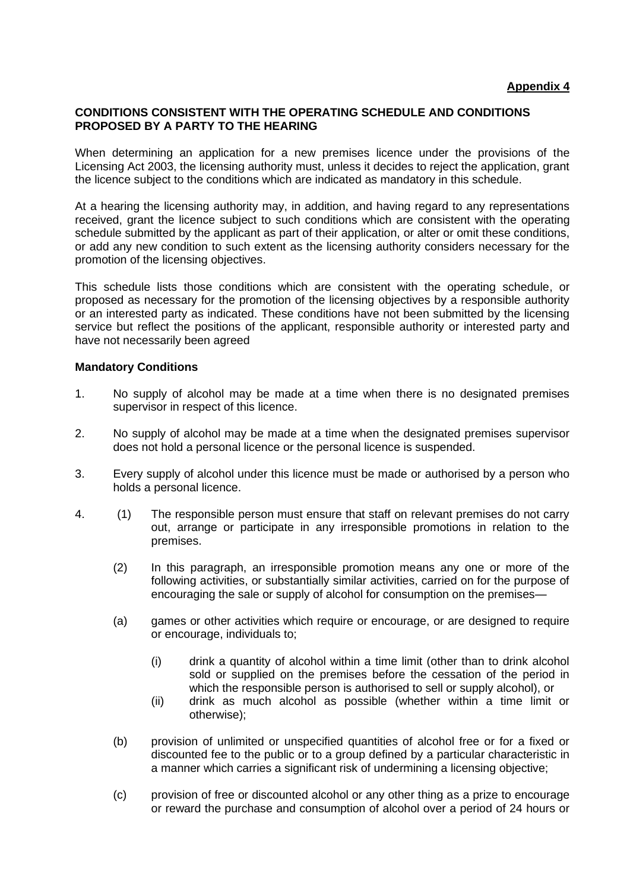**Appendix 4**

**CONDITIONS CONSISTENT WITH THE OPERATING SCHEDULE AND CONDITIONS PROPOSED BY A PARTY TO THE HEARING**

When determining an application for a new premises licence under the provisions of the Licensing Act 2003, the licensing authority must, unless it decides to reject the application, grant the licence subject to the conditions which are indicated as mandatory in this schedule.

At a hearing the licensing authority may, in addition, and having regard to any representations received, grant the licence subject to such conditions which are consistent with the operating schedule submitted by the applicant as part of their application, or alter or omit these conditions, or add any new condition to such extent as the licensing authority considers necessary for the promotion of the licensing objectives.

This schedule lists those conditions which are consistent with the operating schedule, or proposed as necessary for the promotion of the licensing objectives by a responsible authority or an interested party as indicated. These conditions have not been submitted by the licensing service but reflect the positions of the applicant, responsible authority or interested party and have not necessarily been agreed

**Mandatory Conditions**

1. No supply of alcohol may be made at a time when there is no designated premises supervisor in respect of this licence.

2. No supply of alcohol may be made at a time when the designated premises supervisor does not hold a personal licence or the personal licence is suspended.

3. Every supply of alcohol under this licence must be made or authorised by a person who holds a personal licence.

4. (1) The responsible person must ensure that staff on relevant premises do not carry out, arrange or participate in any irresponsible promotions in relation to the premises.

   (2) In this paragraph, an irresponsible promotion means any one or more of the following activities, or substantially similar activities, carried on for the purpose of encouraging the sale or supply of alcohol for consumption on the premises—

   (a) games or other activities which require or encourage, or are designed to require or encourage, individuals to;

      (i) drink a quantity of alcohol within a time limit (other than to drink alcohol sold or supplied on the premises before the cessation of the period in which the responsible person is authorised to sell or supply alcohol), or
      
      (ii) drink as much alcohol as possible (whether within a time limit or otherwise);

   (b) provision of unlimited or unspecified quantities of alcohol free or for a fixed or discounted fee to the public or to a group defined by a particular characteristic in a manner which carries a significant risk of undermining a licensing objective;

   (c) provision of free or discounted alcohol or any other thing as a prize to encourage or reward the purchase and consumption of alcohol over a period of 24 hours or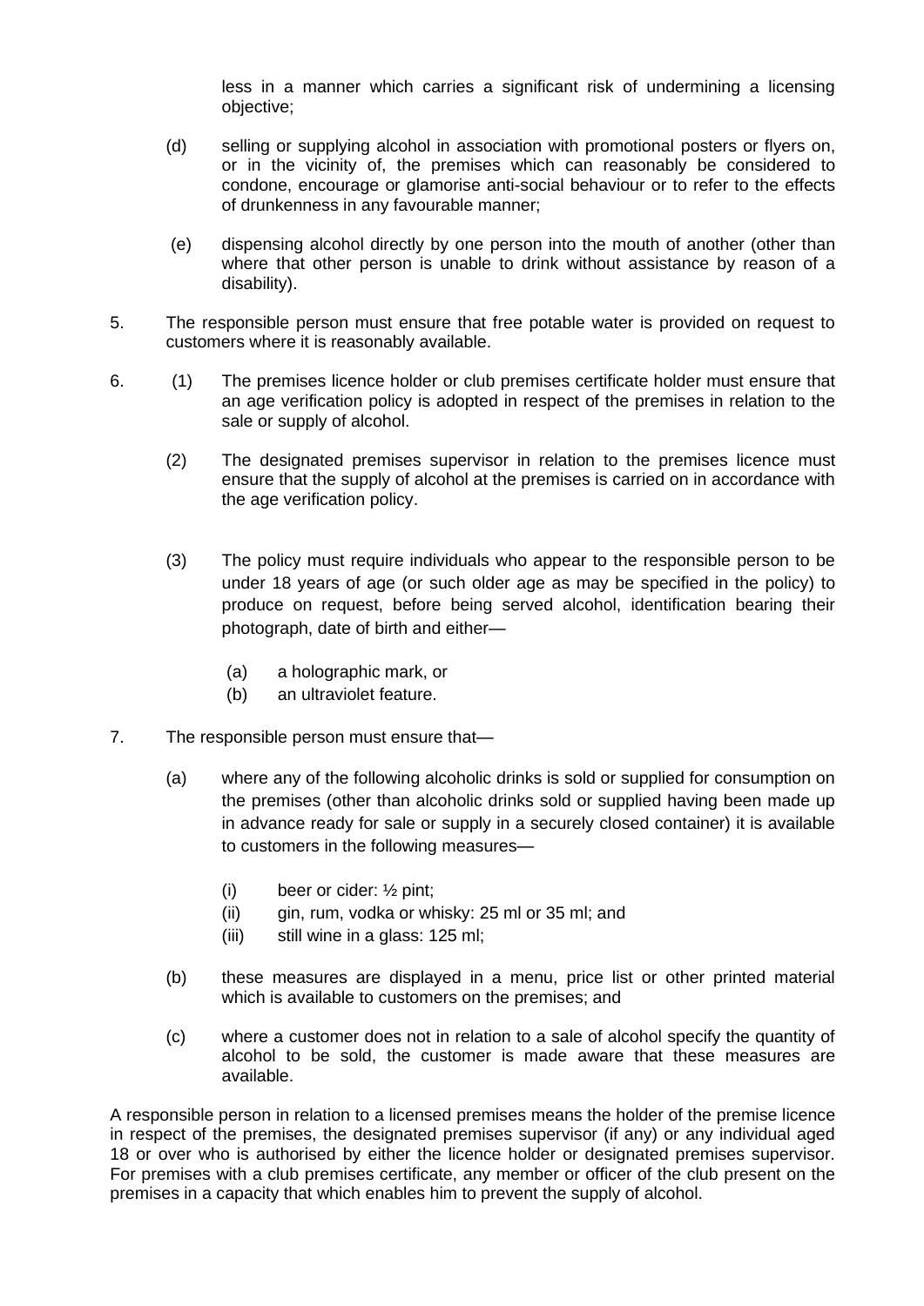less in a manner which carries a significant risk of undermining a licensing objective;

(d) selling or supplying alcohol in association with promotional posters or flyers on, or in the vicinity of, the premises which can reasonably be considered to condone, encourage or glamorise anti-social behaviour or to refer to the effects of drunkenness in any favourable manner;

(e) dispensing alcohol directly by one person into the mouth of another (other than where that other person is unable to drink without assistance by reason of a disability).

5. The responsible person must ensure that free potable water is provided on request to customers where it is reasonably available.

6. (1) The premises licence holder or club premises certificate holder must ensure that an age verification policy is adopted in respect of the premises in relation to the sale or supply of alcohol.

(2) The designated premises supervisor in relation to the premises licence must ensure that the supply of alcohol at the premises is carried on in accordance with the age verification policy.

(3) The policy must require individuals who appear to the responsible person to be under 18 years of age (or such older age as may be specified in the policy) to produce on request, before being served alcohol, identification bearing their photograph, date of birth and either—

(a) a holographic mark, or
(b) an ultraviolet feature.

7. The responsible person must ensure that—

(a) where any of the following alcoholic drinks is sold or supplied for consumption on the premises (other than alcoholic drinks sold or supplied having been made up in advance ready for sale or supply in a securely closed container) it is available to customers in the following measures—

(i) beer or cider: ½ pint;
(ii) gin, rum, vodka or whisky: 25 ml or 35 ml; and
(iii) still wine in a glass: 125 ml;

(b) these measures are displayed in a menu, price list or other printed material which is available to customers on the premises; and

(c) where a customer does not in relation to a sale of alcohol specify the quantity of alcohol to be sold, the customer is made aware that these measures are available.

A responsible person in relation to a licensed premises means the holder of the premise licence in respect of the premises, the designated premises supervisor (if any) or any individual aged 18 or over who is authorised by either the licence holder or designated premises supervisor. For premises with a club premises certificate, any member or officer of the club present on the premises in a capacity that which enables him to prevent the supply of alcohol.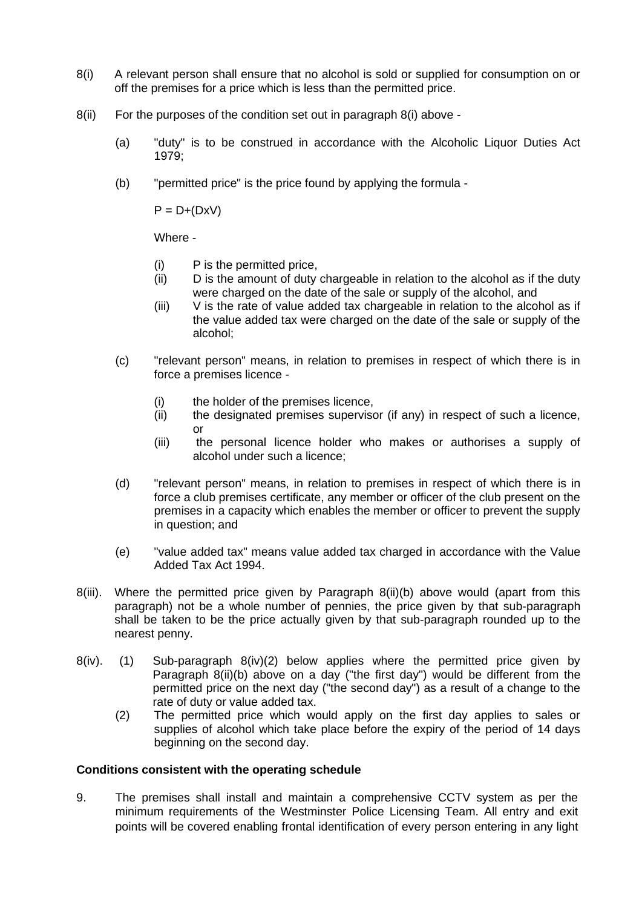8(i) A relevant person shall ensure that no alcohol is sold or supplied for consumption on or off the premises for a price which is less than the permitted price.

8(ii) For the purposes of the condition set out in paragraph 8(i) above -

(a) "duty" is to be construed in accordance with the Alcoholic Liquor Duties Act 1979;

(b) "permitted price" is the price found by applying the formula -

$P = D+(DxV)$

Where -

(i) P is the permitted price,
(ii) D is the amount of duty chargeable in relation to the alcohol as if the duty were charged on the date of the sale or supply of the alcohol, and
(iii) V is the rate of value added tax chargeable in relation to the alcohol as if the value added tax were charged on the date of the sale or supply of the alcohol;

(c) "relevant person" means, in relation to premises in respect of which there is in force a premises licence -

(i) the holder of the premises licence,
(ii) the designated premises supervisor (if any) in respect of such a licence, or
(iii) the personal licence holder who makes or authorises a supply of alcohol under such a licence;

(d) "relevant person" means, in relation to premises in respect of which there is in force a club premises certificate, any member or officer of the club present on the premises in a capacity which enables the member or officer to prevent the supply in question; and

(e) "value added tax" means value added tax charged in accordance with the Value Added Tax Act 1994.

8(iii). Where the permitted price given by Paragraph 8(ii)(b) above would (apart from this paragraph) not be a whole number of pennies, the price given by that sub-paragraph shall be taken to be the price actually given by that sub-paragraph rounded up to the nearest penny.

8(iv). (1) Sub-paragraph 8(iv)(2) below applies where the permitted price given by Paragraph 8(ii)(b) above on a day ("the first day") would be different from the permitted price on the next day ("the second day") as a result of a change to the rate of duty or value added tax.

(2) The permitted price which would apply on the first day applies to sales or supplies of alcohol which take place before the expiry of the period of 14 days beginning on the second day.

**Conditions consistent with the operating schedule**

9. The premises shall install and maintain a comprehensive CCTV system as per the minimum requirements of the Westminster Police Licensing Team. All entry and exit points will be covered enabling frontal identification of every person entering in any light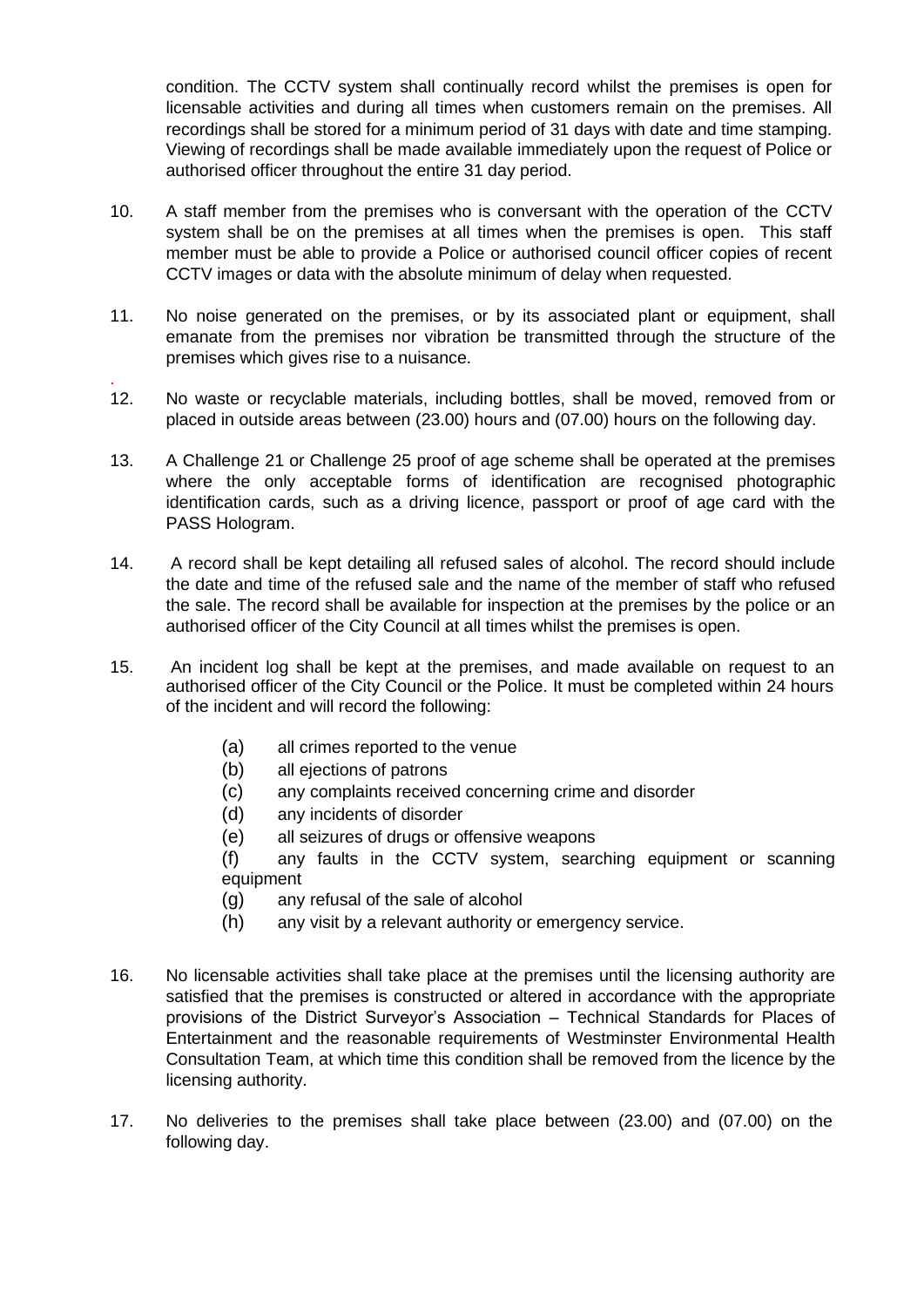condition. The CCTV system shall continually record whilst the premises is open for licensable activities and during all times when customers remain on the premises. All recordings shall be stored for a minimum period of 31 days with date and time stamping. Viewing of recordings shall be made available immediately upon the request of Police or authorised officer throughout the entire 31 day period.

10. A staff member from the premises who is conversant with the operation of the CCTV system shall be on the premises at all times when the premises is open. This staff member must be able to provide a Police or authorised council officer copies of recent CCTV images or data with the absolute minimum of delay when requested.

11. No noise generated on the premises, or by its associated plant or equipment, shall emanate from the premises nor vibration be transmitted through the structure of the premises which gives rise to a nuisance.

12. No waste or recyclable materials, including bottles, shall be moved, removed from or placed in outside areas between (23.00) hours and (07.00) hours on the following day.

13. A Challenge 21 or Challenge 25 proof of age scheme shall be operated at the premises where the only acceptable forms of identification are recognised photographic identification cards, such as a driving licence, passport or proof of age card with the PASS Hologram.

14. A record shall be kept detailing all refused sales of alcohol. The record should include the date and time of the refused sale and the name of the member of staff who refused the sale. The record shall be available for inspection at the premises by the police or an authorised officer of the City Council at all times whilst the premises is open.

15. An incident log shall be kept at the premises, and made available on request to an authorised officer of the City Council or the Police. It must be completed within 24 hours of the incident and will record the following:

    (a) all crimes reported to the venue
    (b) all ejections of patrons
    (c) any complaints received concerning crime and disorder
    (d) any incidents of disorder
    (e) all seizures of drugs or offensive weapons
    (f) any faults in the CCTV system, searching equipment or scanning equipment
    (g) any refusal of the sale of alcohol
    (h) any visit by a relevant authority or emergency service.

16. No licensable activities shall take place at the premises until the licensing authority are satisfied that the premises is constructed or altered in accordance with the appropriate provisions of the District Surveyor's Association – Technical Standards for Places of Entertainment and the reasonable requirements of Westminster Environmental Health Consultation Team, at which time this condition shall be removed from the licence by the licensing authority.

17. No deliveries to the premises shall take place between (23.00) and (07.00) on the following day.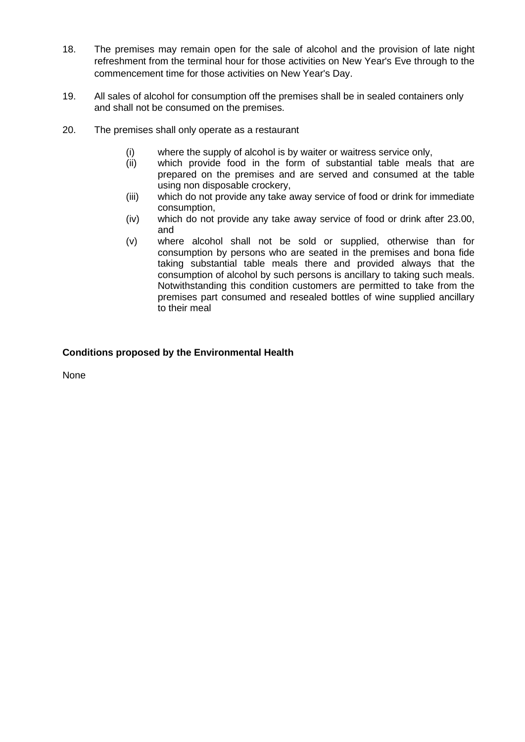18. The premises may remain open for the sale of alcohol and the provision of late night refreshment from the terminal hour for those activities on New Year's Eve through to the commencement time for those activities on New Year's Day.

19. All sales of alcohol for consumption off the premises shall be in sealed containers only and shall not be consumed on the premises.

20. The premises shall only operate as a restaurant

    (i) where the supply of alcohol is by waiter or waitress service only,

    (ii) which provide food in the form of substantial table meals that are prepared on the premises and are served and consumed at the table using non disposable crockery,

    (iii) which do not provide any take away service of food or drink for immediate consumption,

    (iv) which do not provide any take away service of food or drink after 23.00, and

    (v) where alcohol shall not be sold or supplied, otherwise than for consumption by persons who are seated in the premises and bona fide taking substantial table meals there and provided always that the consumption of alcohol by such persons is ancillary to taking such meals. Notwithstanding this condition customers are permitted to take from the premises part consumed and resealed bottles of wine supplied ancillary to their meal

**Conditions proposed by the Environmental Health**

None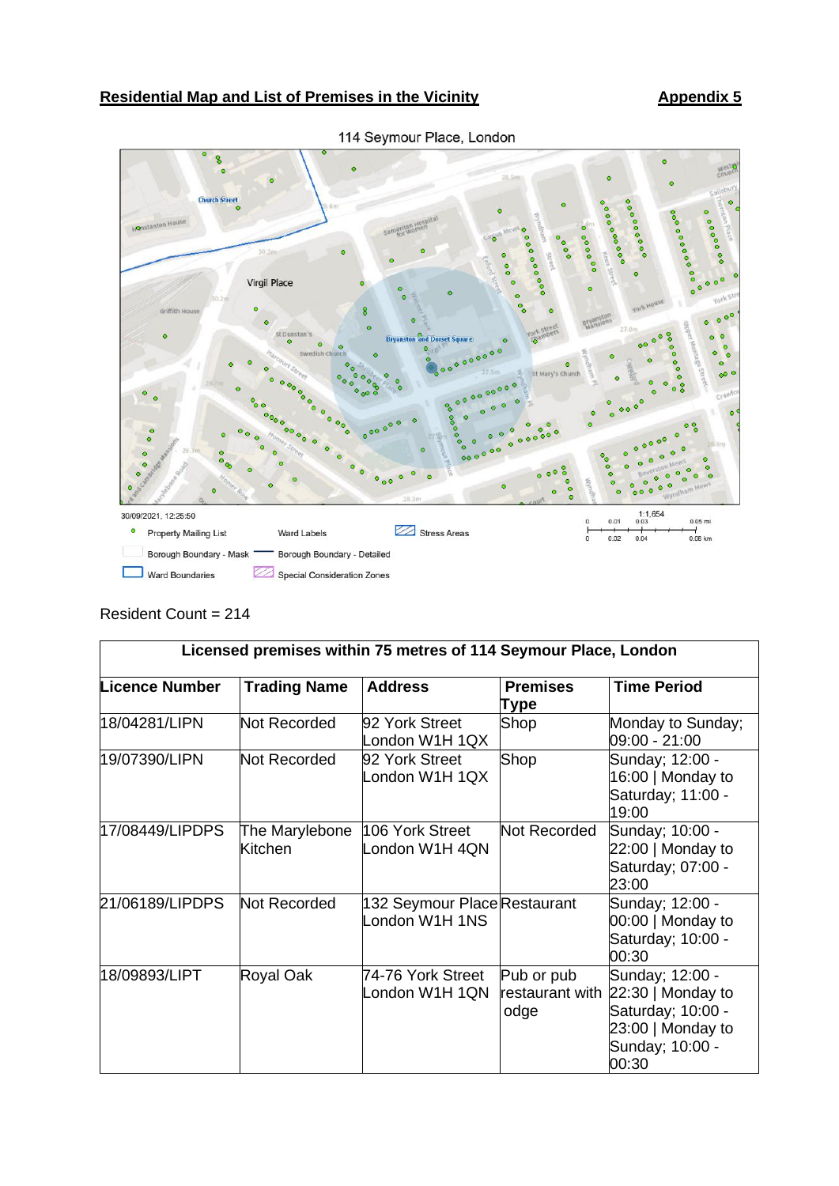**Residential Map and List of Premises in the Vicinity** **Appendix 5**

114 Seymour Place, London

30/09/2021, 12:25:50

Property Mailing List
Ward Labels
Stress Areas
Borough Boundary - Mask
Borough Boundary - Detailed
Ward Boundaries
Special Consideration Zones

1:1,654

Resident Count = 214

| Licensed premises within 75 metres of 114 Seymour Place, London | | | | |
|---|---|---|---|---|
| **Licence Number** | **Trading Name** | **Address** | **Premises Type** | **Time Period** |
| 18/04281/LIPN | Not Recorded | 92 York Street London W1H 1QX | Shop | Monday to Sunday; 09:00 - 21:00 |
| 19/07390/LIPN | Not Recorded | 92 York Street London W1H 1QX | Shop | Sunday; 12:00 - 16:00 \| Monday to Saturday; 11:00 - 19:00 |
| 17/08449/LIPDPS | The Marylebone Kitchen | 106 York Street London W1H 4QN | Not Recorded | Sunday; 10:00 - 22:00 \| Monday to Saturday; 07:00 - 23:00 |
| 21/06189/LIPDPS | Not Recorded | 132 Seymour Place London W1H 1NS | Restaurant | Sunday; 12:00 - 00:00 \| Monday to Saturday; 10:00 - 00:30 |
| 18/09893/LIPT | Royal Oak | 74-76 York Street London W1H 1QN | Pub or pub restaurant with odge | Sunday; 12:00 - 22:30 \| Monday to Saturday; 10:00 - 23:00 \| Monday to Sunday; 10:00 - 00:30 |